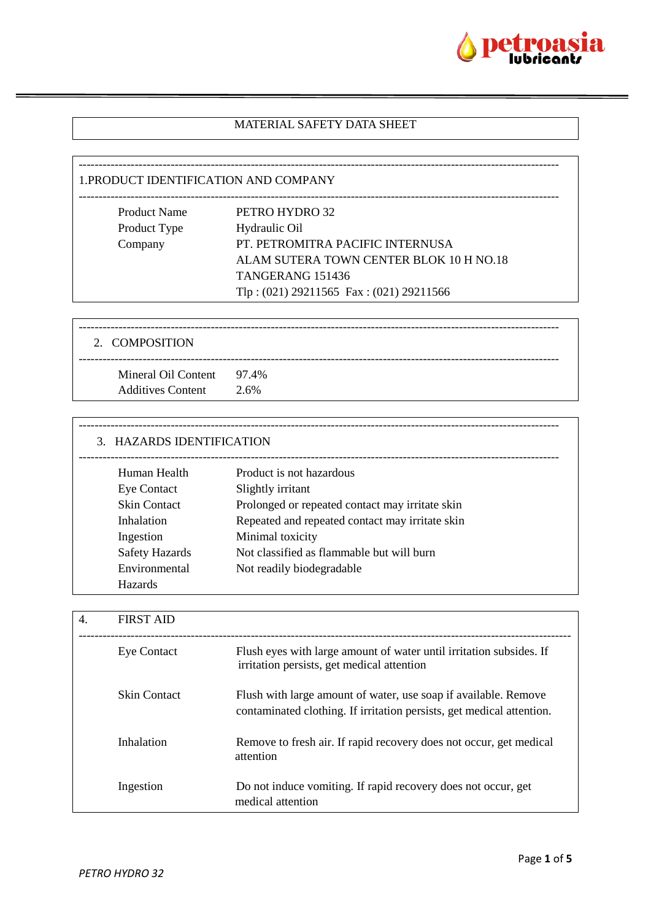# MATERIAL SAFETY DATA SHEET

## 1.PRODUCT IDENTIFICATION AND COMPANY

| | |
|---|---|
| Product Name | PETRO HYDRO 32 |
| Product Type | Hydraulic Oil |
| Company | PT. PETROMITRA PACIFIC INTERNUSA<br>ALAM SUTERA TOWN CENTER BLOK 10 H NO.18<br>TANGERANG 151436<br>Tlp : (021) 29211565 Fax : (021) 29211566 |

## 2. COMPOSITION

| | |
|---|---|
| Mineral Oil Content | 97.4% |
| Additives Content | 2.6% |

## 3. HAZARDS IDENTIFICATION

| | |
|---|---|
| Human Health | Product is not hazardous |
| Eye Contact | Slightly irritant |
| Skin Contact | Prolonged or repeated contact may irritate skin |
| Inhalation | Repeated and repeated contact may irritate skin |
| Ingestion | Minimal toxicity |
| Safety Hazards | Not classified as flammable but will burn |
| Environmental Hazards | Not readily biodegradable |

## 4. FIRST AID

| | |
|---|---|
| Eye Contact | Flush eyes with large amount of water until irritation subsides. If irritation persists, get medical attention |
| Skin Contact | Flush with large amount of water, use soap if available. Remove contaminated clothing. If irritation persists, get medical attention. |
| Inhalation | Remove to fresh air. If rapid recovery does not occur, get medical attention |
| Ingestion | Do not induce vomiting. If rapid recovery does not occur, get medical attention |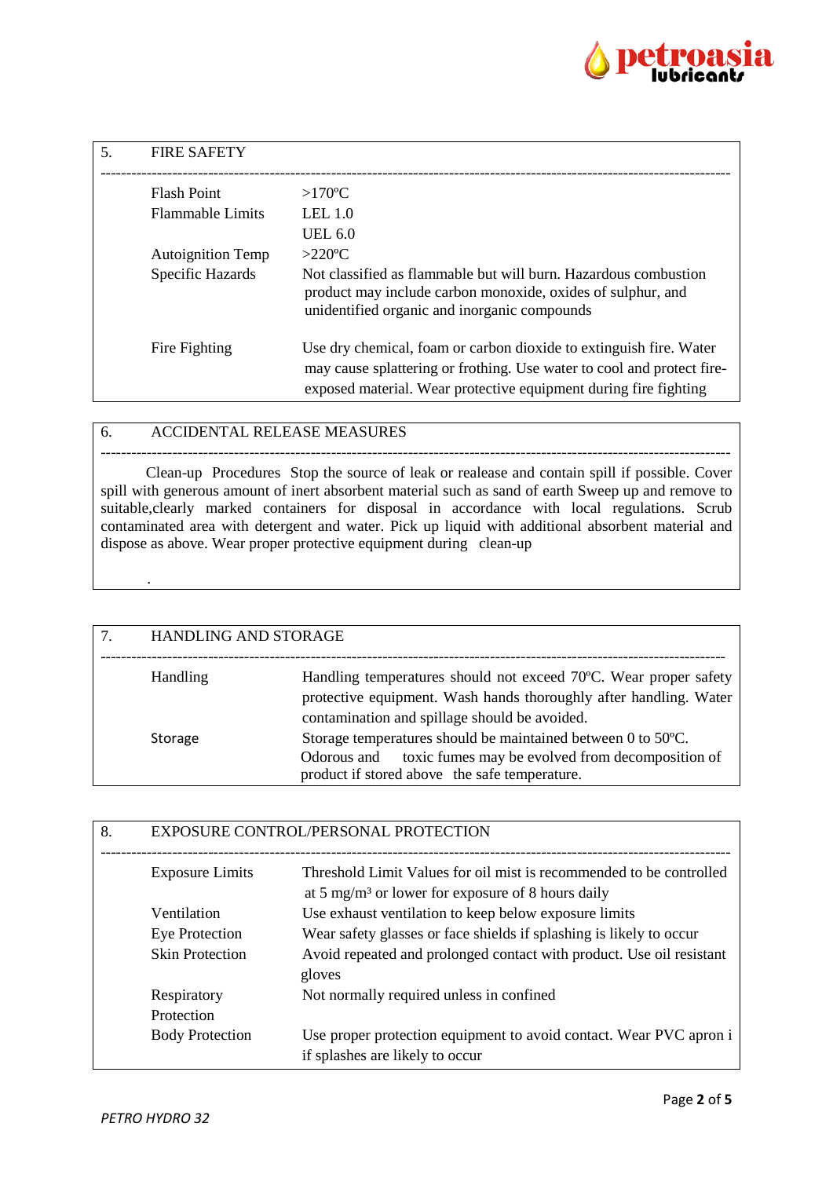## 5. FIRE SAFETY

| | |
|---|---|
| Flash Point | >170ºC |
| Flammable Limits | LEL 1.0<br>UEL 6.0 |
| Autoignition Temp | >220ºC |
| Specific Hazards | Not classified as flammable but will burn. Hazardous combustion product may include carbon monoxide, oxides of sulphur, and unidentified organic and inorganic compounds |
| Fire Fighting | Use dry chemical, foam or carbon dioxide to extinguish fire. Water may cause splattering or frothing. Use water to cool and protect fire-exposed material. Wear protective equipment during fire fighting |

## 6. ACCIDENTAL RELEASE MEASURES

Clean-up Procedures Stop the source of leak or realease and contain spill if possible. Cover spill with generous amount of inert absorbent material such as sand of earth Sweep up and remove to suitable,clearly marked containers for disposal in accordance with local regulations. Scrub contaminated area with detergent and water. Pick up liquid with additional absorbent material and dispose as above. Wear proper protective equipment during clean-up

.

## 7. HANDLING AND STORAGE

| | |
|---|---|
| Handling | Handling temperatures should not exceed 70ºC. Wear proper safety protective equipment. Wash hands thoroughly after handling. Water contamination and spillage should be avoided. |
| Storage | Storage temperatures should be maintained between 0 to 50ºC. Odorous and toxic fumes may be evolved from decomposition of product if stored above the safe temperature. |

## 8. EXPOSURE CONTROL/PERSONAL PROTECTION

| | |
|---|---|
| Exposure Limits | Threshold Limit Values for oil mist is recommended to be controlled at 5 mg/m³ or lower for exposure of 8 hours daily |
| Ventilation | Use exhaust ventilation to keep below exposure limits |
| Eye Protection | Wear safety glasses or face shields if splashing is likely to occur |
| Skin Protection | Avoid repeated and prolonged contact with product. Use oil resistant gloves |
| Respiratory Protection | Not normally required unless in confined |
| Body Protection | Use proper protection equipment to avoid contact. Wear PVC apron i if splashes are likely to occur |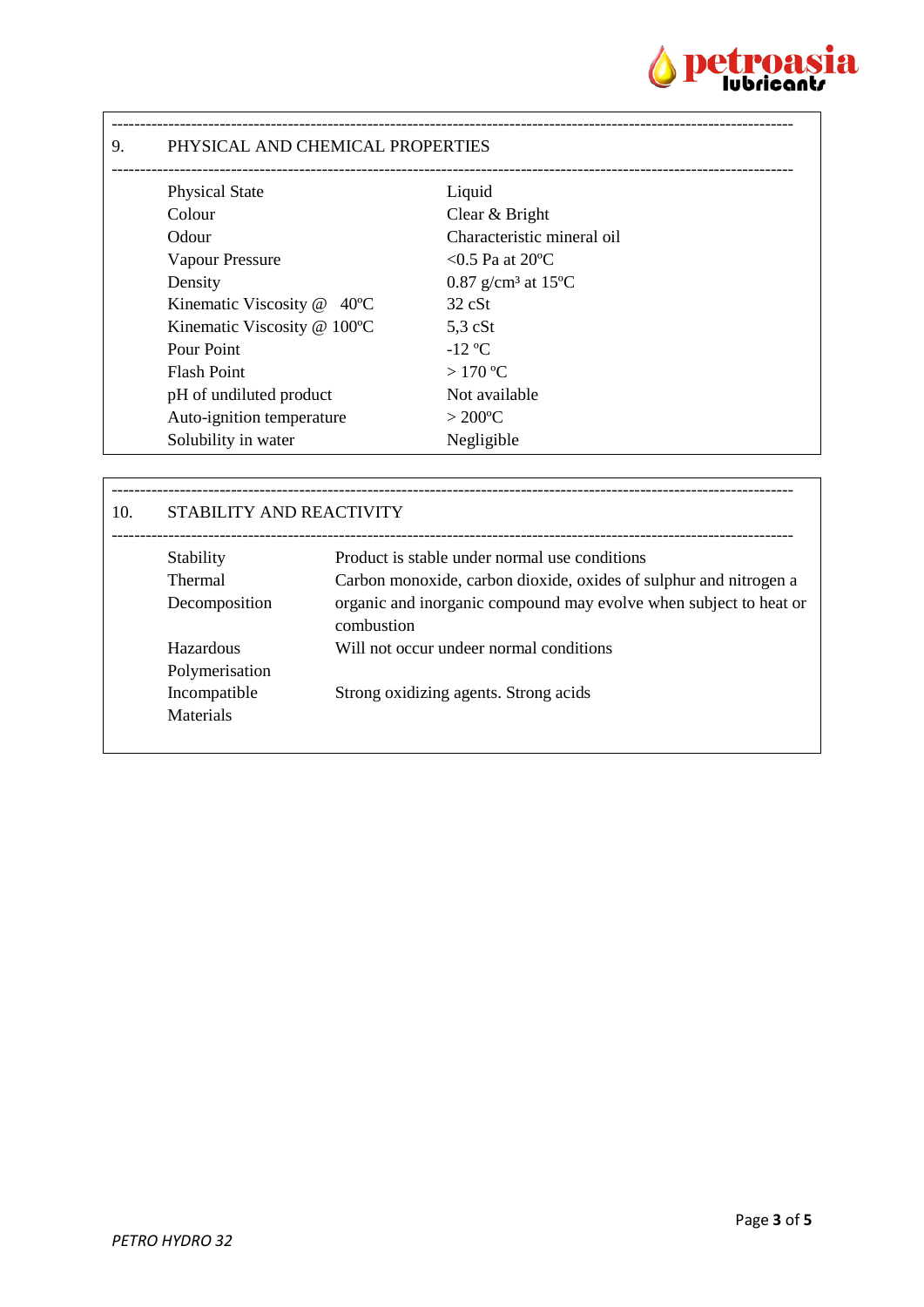## 9. PHYSICAL AND CHEMICAL PROPERTIES

| Property | Value |
|---|---|
| Physical State | Liquid |
| Colour | Clear & Bright |
| Odour | Characteristic mineral oil |
| Vapour Pressure | <0.5 Pa at 20ºC |
| Density | 0.87 g/cm³ at 15ºC |
| Kinematic Viscosity @ 40ºC | 32 cSt |
| Kinematic Viscosity @ 100ºC | 5,3 cSt |
| Pour Point | -12 ºC |
| Flash Point | > 170 ºC |
| pH of undiluted product | Not available |
| Auto-ignition temperature | > 200ºC |
| Solubility in water | Negligible |

## 10. STABILITY AND REACTIVITY

| Item | Description |
|---|---|
| Stability | Product is stable under normal use conditions |
| Thermal Decomposition | Carbon monoxide, carbon dioxide, oxides of sulphur and nitrogen a organic and inorganic compound may evolve when subject to heat or combustion |
| Hazardous Polymerisation | Will not occur undeer normal conditions |
| Incompatible Materials | Strong oxidizing agents. Strong acids |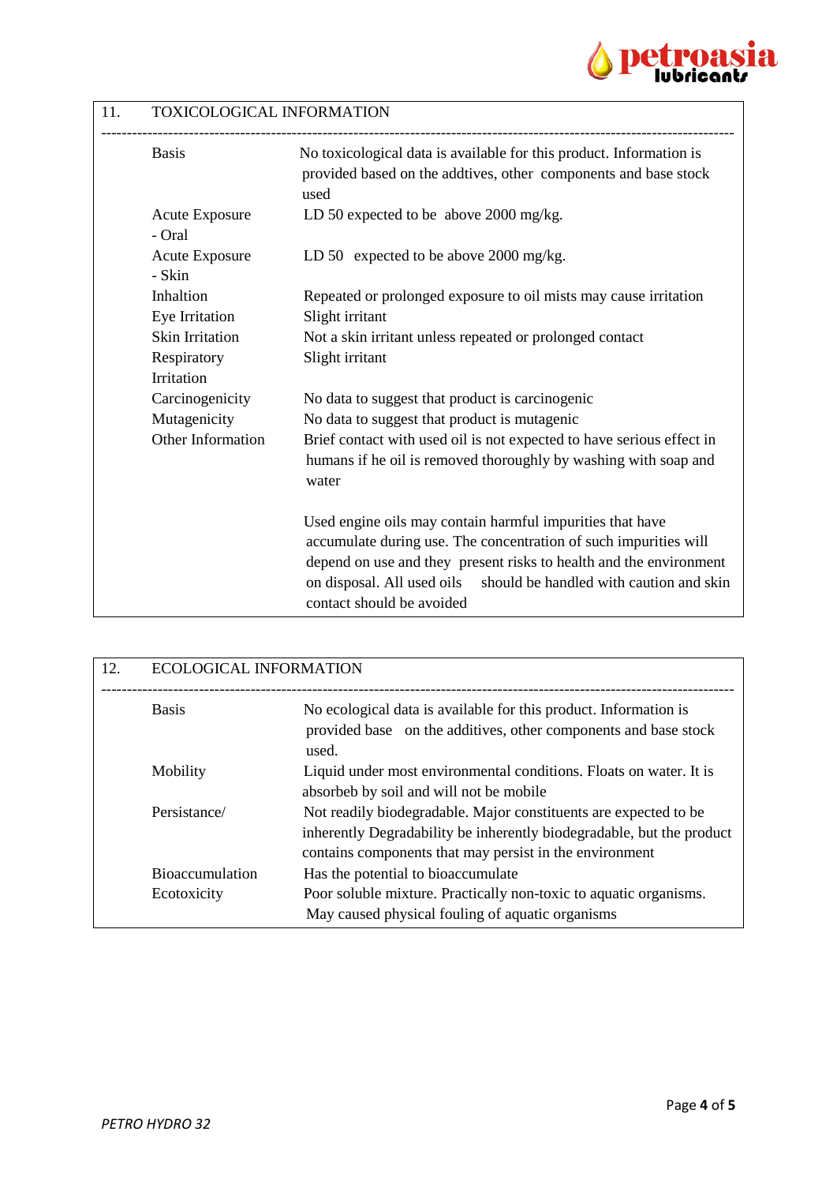## 11. TOXICOLOGICAL INFORMATION

| | |
|---|---|
| Basis | No toxicological data is available for this product. Information is provided based on the addtives, other components and base stock used |
| Acute Exposure - Oral | LD 50 expected to be above 2000 mg/kg. |
| Acute Exposure - Skin | LD 50 expected to be above 2000 mg/kg. |
| Inhaltion | Repeated or prolonged exposure to oil mists may cause irritation |
| Eye Irritation | Slight irritant |
| Skin Irritation | Not a skin irritant unless repeated or prolonged contact |
| Respiratory Irritation | Slight irritant |
| Carcinogenicity | No data to suggest that product is carcinogenic |
| Mutagenicity | No data to suggest that product is mutagenic |
| Other Information | Brief contact with used oil is not expected to have serious effect in humans if he oil is removed thoroughly by washing with soap and water<br><br>Used engine oils may contain harmful impurities that have accumulate during use. The concentration of such impurities will depend on use and they present risks to health and the environment on disposal. All used oils should be handled with caution and skin contact should be avoided |

## 12. ECOLOGICAL INFORMATION

| | |
|---|---|
| Basis | No ecological data is available for this product. Information is provided base on the additives, other components and base stock used. |
| Mobility | Liquid under most environmental conditions. Floats on water. It is absorbeb by soil and will not be mobile |
| Persistance/ | Not readily biodegradable. Major constituents are expected to be inherently Degradability be inherently biodegradable, but the product contains components that may persist in the environment |
| Bioaccumulation | Has the potential to bioaccumulate |
| Ecotoxicity | Poor soluble mixture. Practically non-toxic to aquatic organisms. May caused physical fouling of aquatic organisms |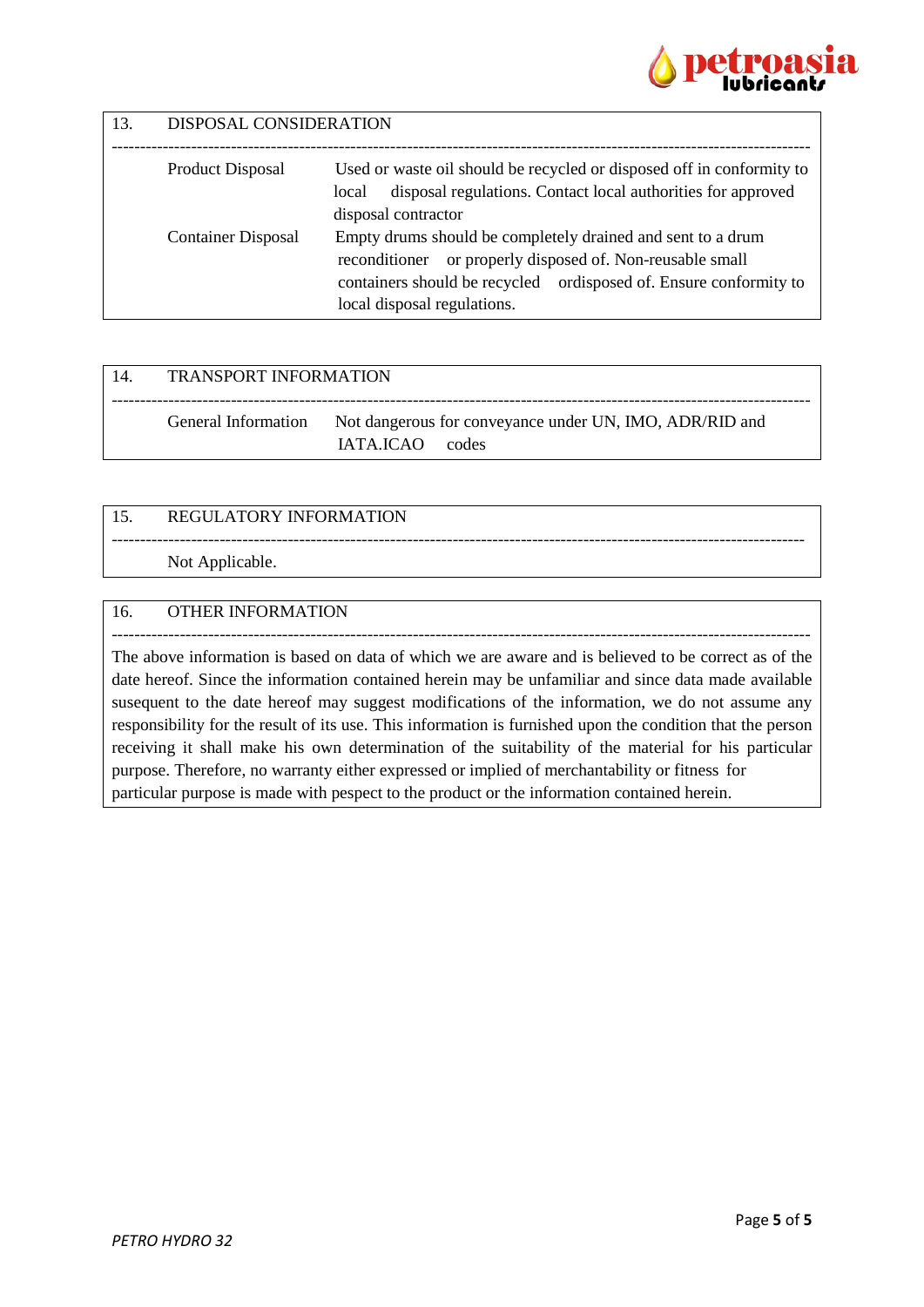## 13. DISPOSAL CONSIDERATION

| | |
|---|---|
| Product Disposal | Used or waste oil should be recycled or disposed off in conformity to local disposal regulations. Contact local authorities for approved disposal contractor |
| Container Disposal | Empty drums should be completely drained and sent to a drum reconditioner or properly disposed of. Non-reusable small containers should be recycled ordisposed of. Ensure conformity to local disposal regulations. |

## 14. TRANSPORT INFORMATION

| | |
|---|---|
| General Information | Not dangerous for conveyance under UN, IMO, ADR/RID and IATA.ICAO codes |

## 15. REGULATORY INFORMATION

Not Applicable.

## 16. OTHER INFORMATION

The above information is based on data of which we are aware and is believed to be correct as of the date hereof. Since the information contained herein may be unfamiliar and since data made available susequent to the date hereof may suggest modifications of the information, we do not assume any responsibility for the result of its use. This information is furnished upon the condition that the person receiving it shall make his own determination of the suitability of the material for his particular purpose. Therefore, no warranty either expressed or implied of merchantability or fitness for particular purpose is made with pespect to the product or the information contained herein.